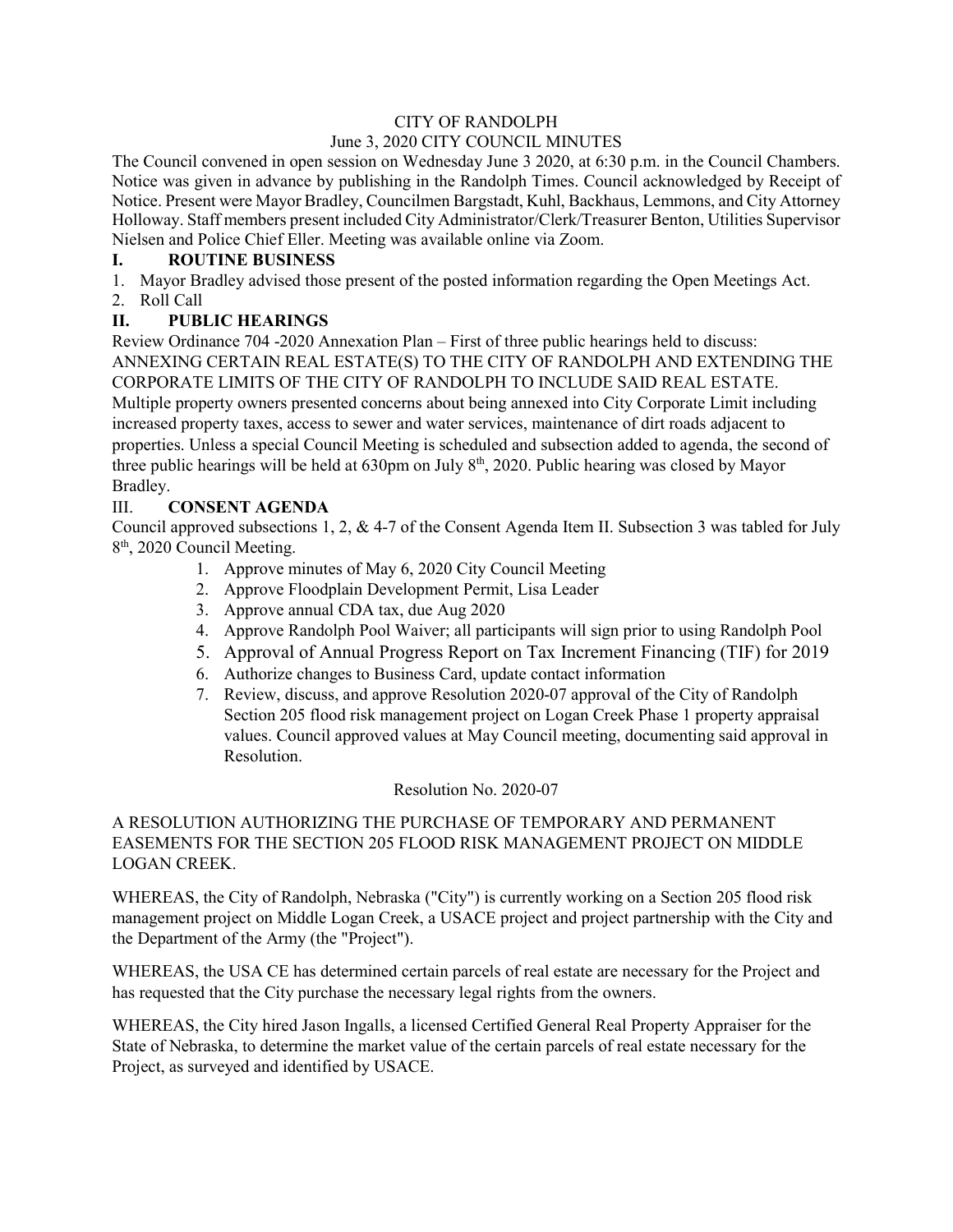CITY OF RANDOLPH

June 3, 2020 CITY COUNCIL MINUTES

The Council convened in open session on Wednesday June 3 2020, at 6:30 p.m. in the Council Chambers. Notice was given in advance by publishing in the Randolph Times. Council acknowledged by Receipt of Notice. Present were Mayor Bradley, Councilmen Bargstadt, Kuhl, Backhaus, Lemmons, and City Attorney Holloway. Staff members present included City Administrator/Clerk/Treasurer Benton, Utilities Supervisor Nielsen and Police Chief Eller. Meeting was available online via Zoom.

## I. ROUTINE BUSINESS

1. Mayor Bradley advised those present of the posted information regarding the Open Meetings Act.
2. Roll Call

## II. PUBLIC HEARINGS

Review Ordinance 704 -2020 Annexation Plan – First of three public hearings held to discuss: ANNEXING CERTAIN REAL ESTATE(S) TO THE CITY OF RANDOLPH AND EXTENDING THE CORPORATE LIMITS OF THE CITY OF RANDOLPH TO INCLUDE SAID REAL ESTATE. Multiple property owners presented concerns about being annexed into City Corporate Limit including increased property taxes, access to sewer and water services, maintenance of dirt roads adjacent to properties. Unless a special Council Meeting is scheduled and subsection added to agenda, the second of three public hearings will be held at 630pm on July 8th, 2020. Public hearing was closed by Mayor Bradley.

## III. CONSENT AGENDA

Council approved subsections 1, 2, & 4-7 of the Consent Agenda Item II. Subsection 3 was tabled for July 8th, 2020 Council Meeting.

1. Approve minutes of May 6, 2020 City Council Meeting
2. Approve Floodplain Development Permit, Lisa Leader
3. Approve annual CDA tax, due Aug 2020
4. Approve Randolph Pool Waiver; all participants will sign prior to using Randolph Pool
5. Approval of Annual Progress Report on Tax Increment Financing (TIF) for 2019
6. Authorize changes to Business Card, update contact information
7. Review, discuss, and approve Resolution 2020-07 approval of the City of Randolph Section 205 flood risk management project on Logan Creek Phase 1 property appraisal values. Council approved values at May Council meeting, documenting said approval in Resolution.

Resolution No. 2020-07

A RESOLUTION AUTHORIZING THE PURCHASE OF TEMPORARY AND PERMANENT EASEMENTS FOR THE SECTION 205 FLOOD RISK MANAGEMENT PROJECT ON MIDDLE LOGAN CREEK.

WHEREAS, the City of Randolph, Nebraska ("City") is currently working on a Section 205 flood risk management project on Middle Logan Creek, a USACE project and project partnership with the City and the Department of the Army (the "Project").

WHEREAS, the USA CE has determined certain parcels of real estate are necessary for the Project and has requested that the City purchase the necessary legal rights from the owners.

WHEREAS, the City hired Jason Ingalls, a licensed Certified General Real Property Appraiser for the State of Nebraska, to determine the market value of the certain parcels of real estate necessary for the Project, as surveyed and identified by USACE.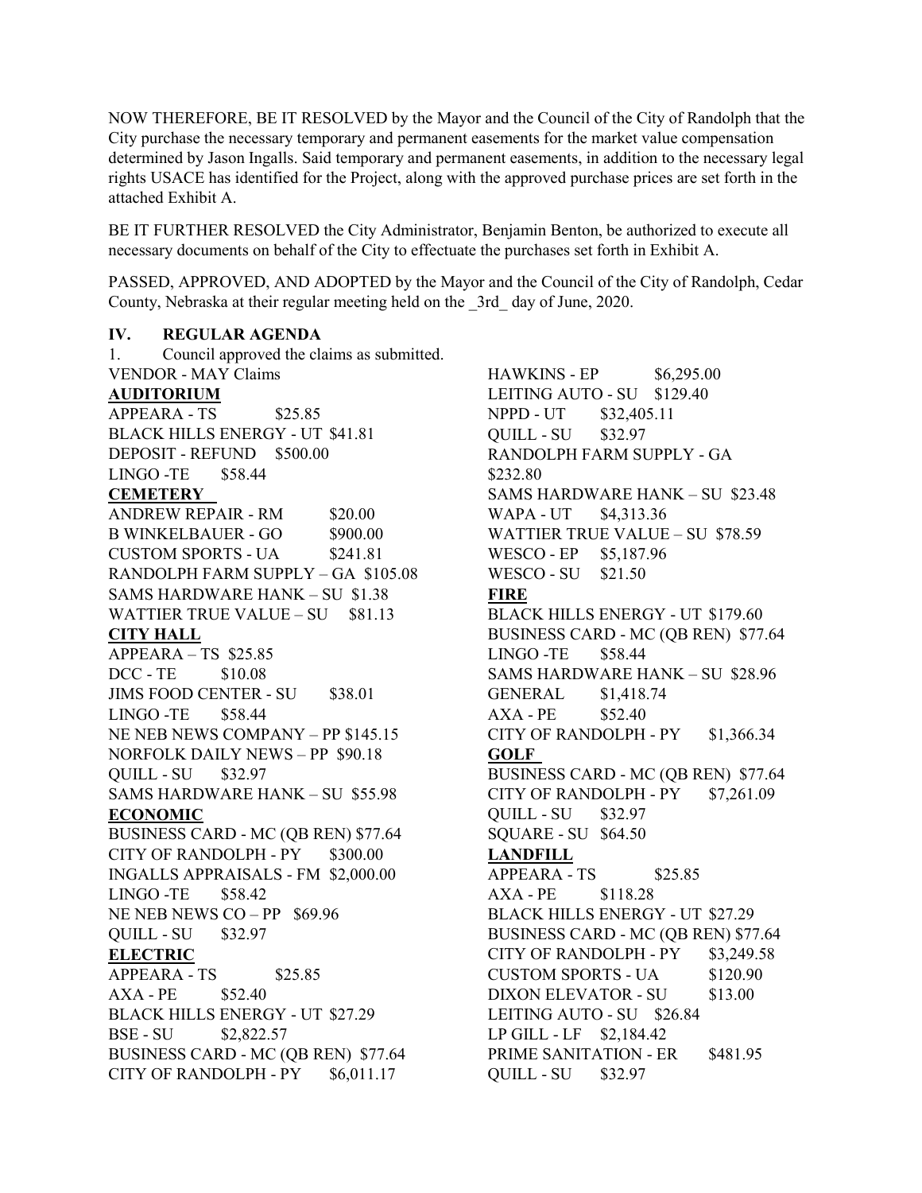NOW THEREFORE, BE IT RESOLVED by the Mayor and the Council of the City of Randolph that the City purchase the necessary temporary and permanent easements for the market value compensation determined by Jason Ingalls. Said temporary and permanent easements, in addition to the necessary legal rights USACE has identified for the Project, along with the approved purchase prices are set forth in the attached Exhibit A.

BE IT FURTHER RESOLVED the City Administrator, Benjamin Benton, be authorized to execute all necessary documents on behalf of the City to effectuate the purchases set forth in Exhibit A.

PASSED, APPROVED, AND ADOPTED by the Mayor and the Council of the City of Randolph, Cedar County, Nebraska at their regular meeting held on the _3rd_ day of June, 2020.

## IV. REGULAR AGENDA

1. Council approved the claims as submitted.

VENDOR - MAY Claims

**AUDITORIUM**

APPEARA - TS $25.85
BLACK HILLS ENERGY - UT $41.81
DEPOSIT - REFUND $500.00
LINGO -TE $58.44

**CEMETERY**

ANDREW REPAIR - RM $20.00
B WINKELBAUER - GO $900.00
CUSTOM SPORTS - UA $241.81
RANDOLPH FARM SUPPLY – GA $105.08
SAMS HARDWARE HANK – SU $1.38
WATTIER TRUE VALUE – SU $81.13

**CITY HALL**

APPEARA – TS $25.85
DCC - TE $10.08
JIMS FOOD CENTER - SU $38.01
LINGO -TE $58.44
NE NEB NEWS COMPANY – PP $145.15
NORFOLK DAILY NEWS – PP $90.18
QUILL - SU $32.97
SAMS HARDWARE HANK – SU $55.98

**ECONOMIC**

BUSINESS CARD - MC (QB REN) $77.64
CITY OF RANDOLPH - PY $300.00
INGALLS APPRAISALS - FM $2,000.00
LINGO -TE $58.42
NE NEB NEWS CO – PP $69.96
QUILL - SU $32.97

**ELECTRIC**

APPEARA - TS $25.85
AXA - PE $52.40
BLACK HILLS ENERGY - UT $27.29
BSE - SU $2,822.57
BUSINESS CARD - MC (QB REN) $77.64
CITY OF RANDOLPH - PY $6,011.17
HAWKINS - EP $6,295.00
LEITING AUTO - SU $129.40
NPPD - UT $32,405.11
QUILL - SU $32.97
RANDOLPH FARM SUPPLY - GA $232.80
SAMS HARDWARE HANK – SU $23.48
WAPA - UT $4,313.36
WATTIER TRUE VALUE – SU $78.59
WESCO - EP $5,187.96
WESCO - SU $21.50

**FIRE**

BLACK HILLS ENERGY - UT $179.60
BUSINESS CARD - MC (QB REN) $77.64
LINGO -TE $58.44
SAMS HARDWARE HANK – SU $28.96
GENERAL $1,418.74
AXA - PE $52.40
CITY OF RANDOLPH - PY $1,366.34

**GOLF**

BUSINESS CARD - MC (QB REN) $77.64
CITY OF RANDOLPH - PY $7,261.09
QUILL - SU $32.97
SQUARE - SU $64.50

**LANDFILL**

APPEARA - TS $25.85
AXA - PE $118.28
BLACK HILLS ENERGY - UT $27.29
BUSINESS CARD - MC (QB REN) $77.64
CITY OF RANDOLPH - PY $3,249.58
CUSTOM SPORTS - UA $120.90
DIXON ELEVATOR - SU $13.00
LEITING AUTO - SU $26.84
LP GILL - LF $2,184.42
PRIME SANITATION - ER $481.95
QUILL - SU $32.97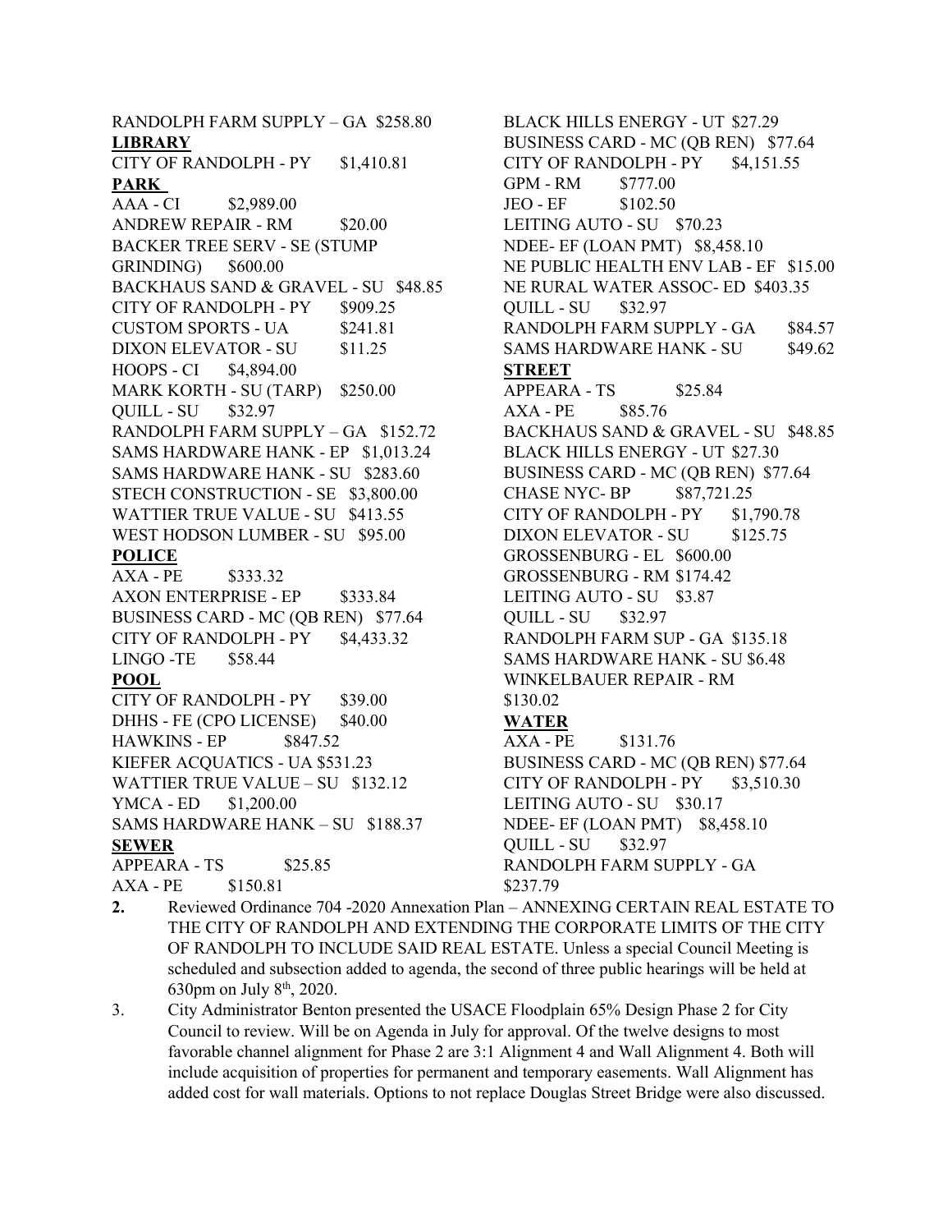RANDOLPH FARM SUPPLY – GA $258.80

**LIBRARY**

CITY OF RANDOLPH - PY $1,410.81

**PARK**

AAA - CI $2,989.00
ANDREW REPAIR - RM $20.00
BACKER TREE SERV - SE (STUMP GRINDING) $600.00
BACKHAUS SAND & GRAVEL - SU $48.85
CITY OF RANDOLPH - PY $909.25
CUSTOM SPORTS - UA $241.81
DIXON ELEVATOR - SU $11.25
HOOPS - CI $4,894.00
MARK KORTH - SU (TARP) $250.00
QUILL - SU $32.97
RANDOLPH FARM SUPPLY – GA $152.72
SAMS HARDWARE HANK - EP $1,013.24
SAMS HARDWARE HANK - SU $283.60
STECH CONSTRUCTION - SE $3,800.00
WATTIER TRUE VALUE - SU $413.55
WEST HODSON LUMBER - SU $95.00

**POLICE**

AXA - PE $333.32
AXON ENTERPRISE - EP $333.84
BUSINESS CARD - MC (QB REN) $77.64
CITY OF RANDOLPH - PY $4,433.32
LINGO -TE $58.44

**POOL**

CITY OF RANDOLPH - PY $39.00
DHHS - FE (CPO LICENSE) $40.00
HAWKINS - EP $847.52
KIEFER ACQUATICS - UA $531.23
WATTIER TRUE VALUE – SU $132.12
YMCA - ED $1,200.00
SAMS HARDWARE HANK – SU $188.37

**SEWER**

APPEARA - TS $25.85
AXA - PE $150.81
BLACK HILLS ENERGY - UT $27.29
BUSINESS CARD - MC (QB REN) $77.64
CITY OF RANDOLPH - PY $4,151.55
GPM - RM $777.00
JEO - EF $102.50
LEITING AUTO - SU $70.23
NDEE- EF (LOAN PMT) $8,458.10
NE PUBLIC HEALTH ENV LAB - EF $15.00
NE RURAL WATER ASSOC- ED $403.35
QUILL - SU $32.97
RANDOLPH FARM SUPPLY - GA $84.57
SAMS HARDWARE HANK - SU $49.62

**STREET**

APPEARA - TS $25.84
AXA - PE $85.76
BACKHAUS SAND & GRAVEL - SU $48.85
BLACK HILLS ENERGY - UT $27.30
BUSINESS CARD - MC (QB REN) $77.64
CHASE NYC- BP $87,721.25
CITY OF RANDOLPH - PY $1,790.78
DIXON ELEVATOR - SU $125.75
GROSSENBURG - EL $600.00
GROSSENBURG - RM $174.42
LEITING AUTO - SU $3.87
QUILL - SU $32.97
RANDOLPH FARM SUP - GA $135.18
SAMS HARDWARE HANK - SU $6.48
WINKELBAUER REPAIR - RM $130.02

**WATER**

AXA - PE $131.76
BUSINESS CARD - MC (QB REN) $77.64
CITY OF RANDOLPH - PY $3,510.30
LEITING AUTO - SU $30.17
NDEE- EF (LOAN PMT) $8,458.10
QUILL - SU $32.97
RANDOLPH FARM SUPPLY - GA $237.79

**2.** Reviewed Ordinance 704 -2020 Annexation Plan – ANNEXING CERTAIN REAL ESTATE TO THE CITY OF RANDOLPH AND EXTENDING THE CORPORATE LIMITS OF THE CITY OF RANDOLPH TO INCLUDE SAID REAL ESTATE. Unless a special Council Meeting is scheduled and subsection added to agenda, the second of three public hearings will be held at 630pm on July 8th, 2020.

3. City Administrator Benton presented the USACE Floodplain 65% Design Phase 2 for City Council to review. Will be on Agenda in July for approval. Of the twelve designs to most favorable channel alignment for Phase 2 are 3:1 Alignment 4 and Wall Alignment 4. Both will include acquisition of properties for permanent and temporary easements. Wall Alignment has added cost for wall materials. Options to not replace Douglas Street Bridge were also discussed.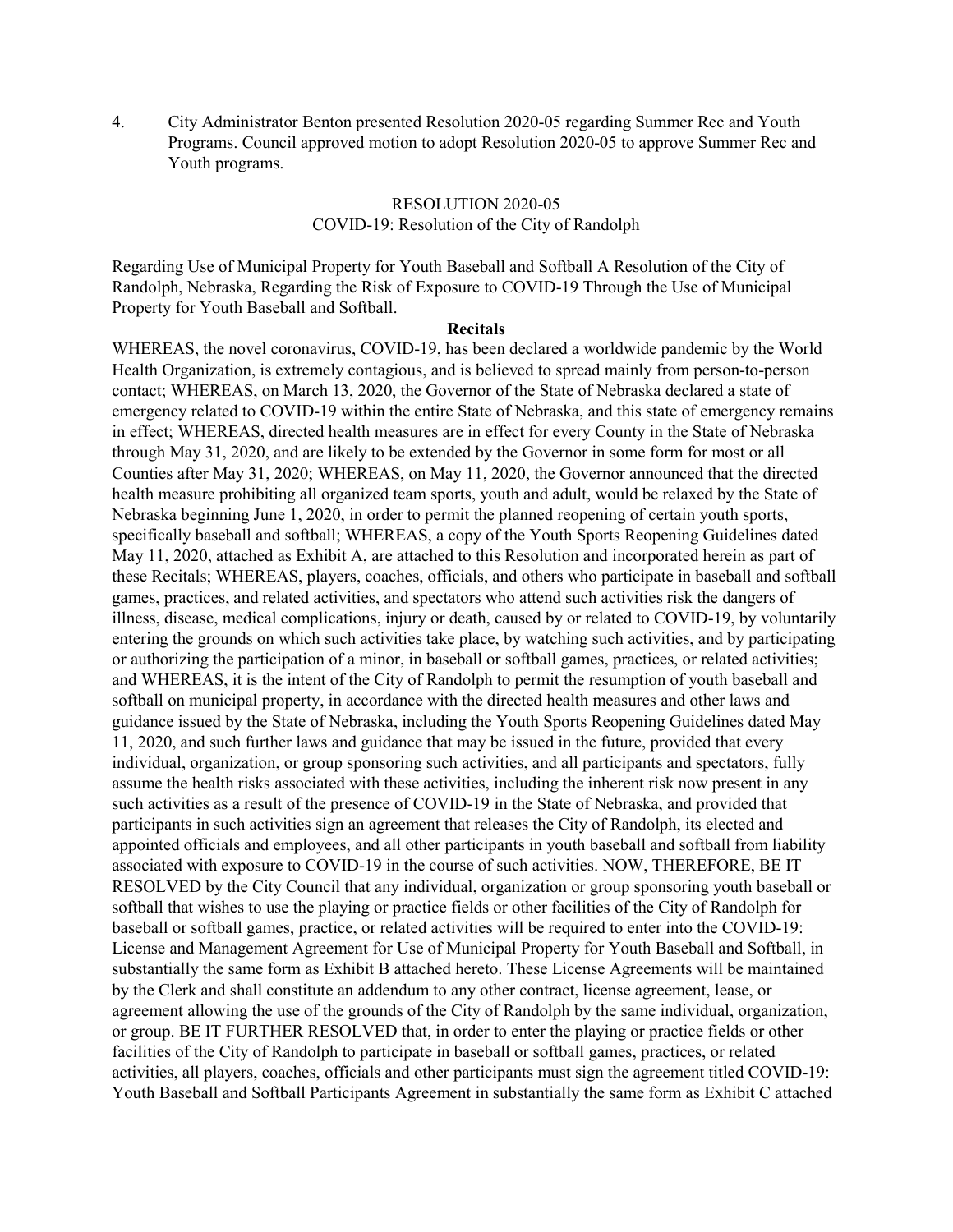4. City Administrator Benton presented Resolution 2020-05 regarding Summer Rec and Youth Programs. Council approved motion to adopt Resolution 2020-05 to approve Summer Rec and Youth programs.

RESOLUTION 2020-05
COVID-19: Resolution of the City of Randolph

Regarding Use of Municipal Property for Youth Baseball and Softball A Resolution of the City of Randolph, Nebraska, Regarding the Risk of Exposure to COVID-19 Through the Use of Municipal Property for Youth Baseball and Softball.

**Recitals**

WHEREAS, the novel coronavirus, COVID-19, has been declared a worldwide pandemic by the World Health Organization, is extremely contagious, and is believed to spread mainly from person-to-person contact; WHEREAS, on March 13, 2020, the Governor of the State of Nebraska declared a state of emergency related to COVID-19 within the entire State of Nebraska, and this state of emergency remains in effect; WHEREAS, directed health measures are in effect for every County in the State of Nebraska through May 31, 2020, and are likely to be extended by the Governor in some form for most or all Counties after May 31, 2020; WHEREAS, on May 11, 2020, the Governor announced that the directed health measure prohibiting all organized team sports, youth and adult, would be relaxed by the State of Nebraska beginning June 1, 2020, in order to permit the planned reopening of certain youth sports, specifically baseball and softball; WHEREAS, a copy of the Youth Sports Reopening Guidelines dated May 11, 2020, attached as Exhibit A, are attached to this Resolution and incorporated herein as part of these Recitals; WHEREAS, players, coaches, officials, and others who participate in baseball and softball games, practices, and related activities, and spectators who attend such activities risk the dangers of illness, disease, medical complications, injury or death, caused by or related to COVID-19, by voluntarily entering the grounds on which such activities take place, by watching such activities, and by participating or authorizing the participation of a minor, in baseball or softball games, practices, or related activities; and WHEREAS, it is the intent of the City of Randolph to permit the resumption of youth baseball and softball on municipal property, in accordance with the directed health measures and other laws and guidance issued by the State of Nebraska, including the Youth Sports Reopening Guidelines dated May 11, 2020, and such further laws and guidance that may be issued in the future, provided that every individual, organization, or group sponsoring such activities, and all participants and spectators, fully assume the health risks associated with these activities, including the inherent risk now present in any such activities as a result of the presence of COVID-19 in the State of Nebraska, and provided that participants in such activities sign an agreement that releases the City of Randolph, its elected and appointed officials and employees, and all other participants in youth baseball and softball from liability associated with exposure to COVID-19 in the course of such activities. NOW, THEREFORE, BE IT RESOLVED by the City Council that any individual, organization or group sponsoring youth baseball or softball that wishes to use the playing or practice fields or other facilities of the City of Randolph for baseball or softball games, practice, or related activities will be required to enter into the COVID-19: License and Management Agreement for Use of Municipal Property for Youth Baseball and Softball, in substantially the same form as Exhibit B attached hereto. These License Agreements will be maintained by the Clerk and shall constitute an addendum to any other contract, license agreement, lease, or agreement allowing the use of the grounds of the City of Randolph by the same individual, organization, or group. BE IT FURTHER RESOLVED that, in order to enter the playing or practice fields or other facilities of the City of Randolph to participate in baseball or softball games, practices, or related activities, all players, coaches, officials and other participants must sign the agreement titled COVID-19: Youth Baseball and Softball Participants Agreement in substantially the same form as Exhibit C attached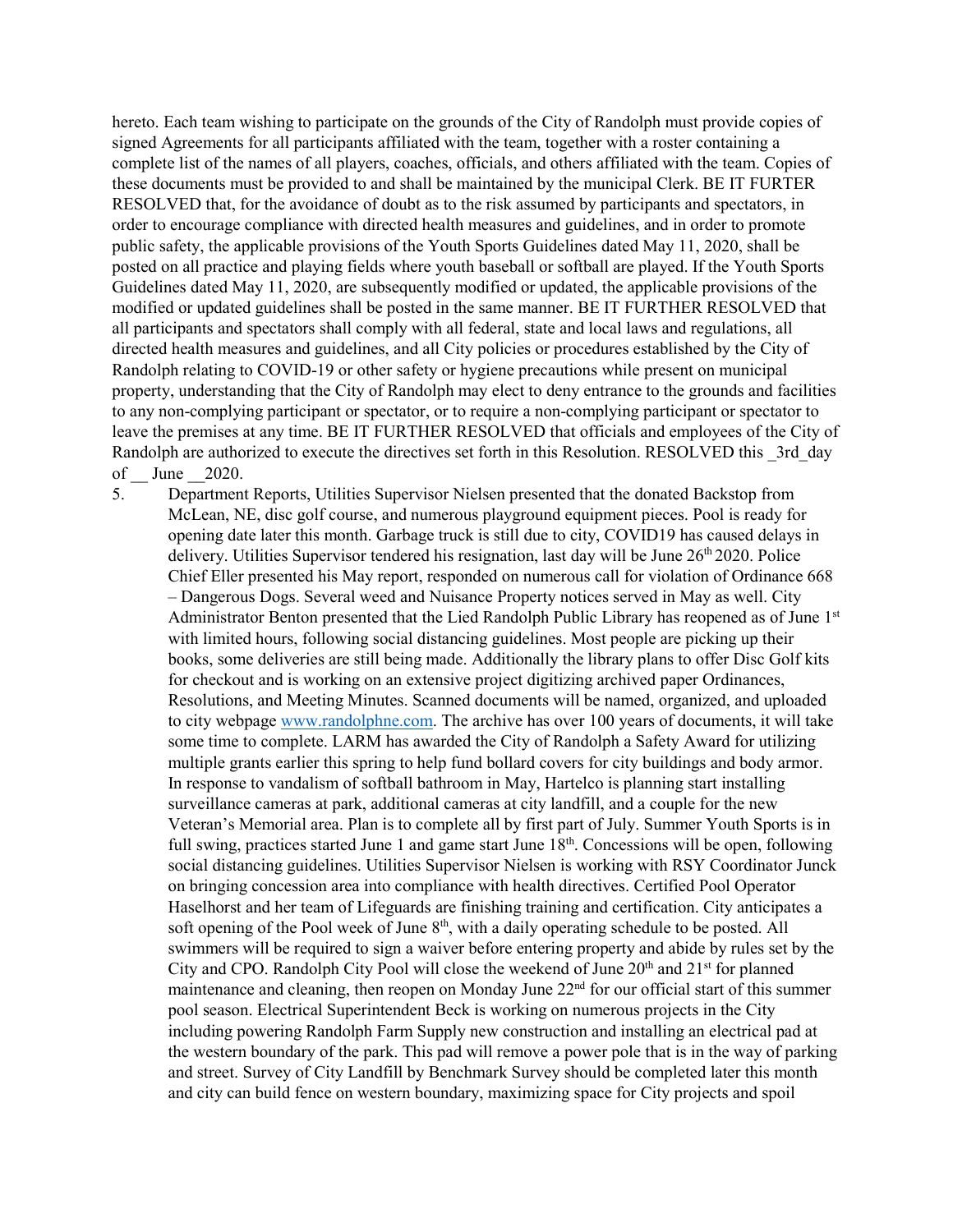hereto. Each team wishing to participate on the grounds of the City of Randolph must provide copies of signed Agreements for all participants affiliated with the team, together with a roster containing a complete list of the names of all players, coaches, officials, and others affiliated with the team. Copies of these documents must be provided to and shall be maintained by the municipal Clerk. BE IT FURTER RESOLVED that, for the avoidance of doubt as to the risk assumed by participants and spectators, in order to encourage compliance with directed health measures and guidelines, and in order to promote public safety, the applicable provisions of the Youth Sports Guidelines dated May 11, 2020, shall be posted on all practice and playing fields where youth baseball or softball are played. If the Youth Sports Guidelines dated May 11, 2020, are subsequently modified or updated, the applicable provisions of the modified or updated guidelines shall be posted in the same manner. BE IT FURTHER RESOLVED that all participants and spectators shall comply with all federal, state and local laws and regulations, all directed health measures and guidelines, and all City policies or procedures established by the City of Randolph relating to COVID-19 or other safety or hygiene precautions while present on municipal property, understanding that the City of Randolph may elect to deny entrance to the grounds and facilities to any non-complying participant or spectator, or to require a non-complying participant or spectator to leave the premises at any time. BE IT FURTHER RESOLVED that officials and employees of the City of Randolph are authorized to execute the directives set forth in this Resolution. RESOLVED this _3rd_day of __ June __2020.

5. Department Reports, Utilities Supervisor Nielsen presented that the donated Backstop from McLean, NE, disc golf course, and numerous playground equipment pieces. Pool is ready for opening date later this month. Garbage truck is still due to city, COVID19 has caused delays in delivery. Utilities Supervisor tendered his resignation, last day will be June 26th 2020. Police Chief Eller presented his May report, responded on numerous call for violation of Ordinance 668 – Dangerous Dogs. Several weed and Nuisance Property notices served in May as well. City Administrator Benton presented that the Lied Randolph Public Library has reopened as of June 1st with limited hours, following social distancing guidelines. Most people are picking up their books, some deliveries are still being made. Additionally the library plans to offer Disc Golf kits for checkout and is working on an extensive project digitizing archived paper Ordinances, Resolutions, and Meeting Minutes. Scanned documents will be named, organized, and uploaded to city webpage www.randolphne.com. The archive has over 100 years of documents, it will take some time to complete. LARM has awarded the City of Randolph a Safety Award for utilizing multiple grants earlier this spring to help fund bollard covers for city buildings and body armor. In response to vandalism of softball bathroom in May, Hartelco is planning start installing surveillance cameras at park, additional cameras at city landfill, and a couple for the new Veteran's Memorial area. Plan is to complete all by first part of July. Summer Youth Sports is in full swing, practices started June 1 and game start June 18th. Concessions will be open, following social distancing guidelines. Utilities Supervisor Nielsen is working with RSY Coordinator Junck on bringing concession area into compliance with health directives. Certified Pool Operator Haselhorst and her team of Lifeguards are finishing training and certification. City anticipates a soft opening of the Pool week of June 8th, with a daily operating schedule to be posted. All swimmers will be required to sign a waiver before entering property and abide by rules set by the City and CPO. Randolph City Pool will close the weekend of June 20th and 21st for planned maintenance and cleaning, then reopen on Monday June 22nd for our official start of this summer pool season. Electrical Superintendent Beck is working on numerous projects in the City including powering Randolph Farm Supply new construction and installing an electrical pad at the western boundary of the park. This pad will remove a power pole that is in the way of parking and street. Survey of City Landfill by Benchmark Survey should be completed later this month and city can build fence on western boundary, maximizing space for City projects and spoil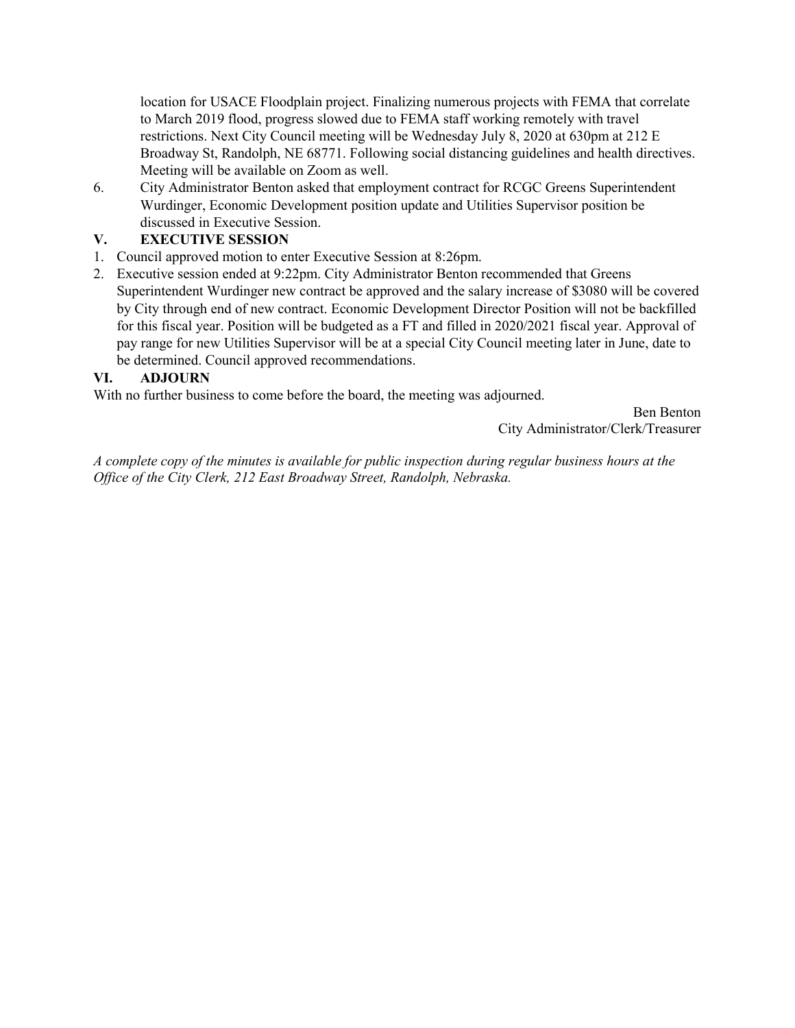location for USACE Floodplain project. Finalizing numerous projects with FEMA that correlate to March 2019 flood, progress slowed due to FEMA staff working remotely with travel restrictions. Next City Council meeting will be Wednesday July 8, 2020 at 630pm at 212 E Broadway St, Randolph, NE 68771. Following social distancing guidelines and health directives. Meeting will be available on Zoom as well.

6. City Administrator Benton asked that employment contract for RCGC Greens Superintendent Wurdinger, Economic Development position update and Utilities Supervisor position be discussed in Executive Session.

## V. EXECUTIVE SESSION

1. Council approved motion to enter Executive Session at 8:26pm.
2. Executive session ended at 9:22pm. City Administrator Benton recommended that Greens Superintendent Wurdinger new contract be approved and the salary increase of $3080 will be covered by City through end of new contract. Economic Development Director Position will not be backfilled for this fiscal year. Position will be budgeted as a FT and filled in 2020/2021 fiscal year. Approval of pay range for new Utilities Supervisor will be at a special City Council meeting later in June, date to be determined. Council approved recommendations.

## VI. ADJOURN

With no further business to come before the board, the meeting was adjourned.

Ben Benton
City Administrator/Clerk/Treasurer

*A complete copy of the minutes is available for public inspection during regular business hours at the Office of the City Clerk, 212 East Broadway Street, Randolph, Nebraska.*